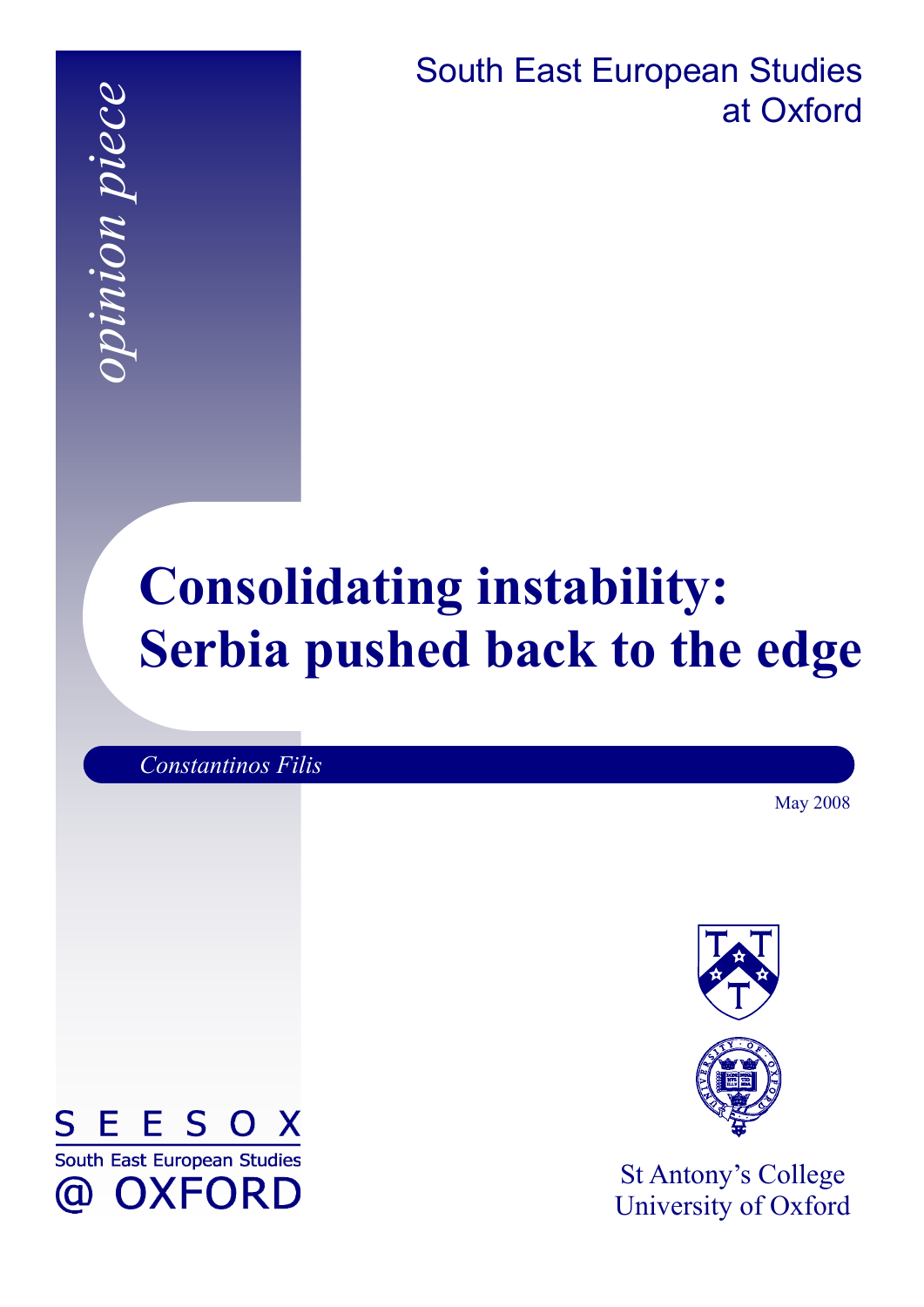*opinion piece*

South East European Studies at Oxford

# Consolidating instability: Serbia pushed back to the edge

*Constantinos Filis*

May 2008

SEESOX

South East European Studies @ OXFORD

St Antony's College
University of Oxford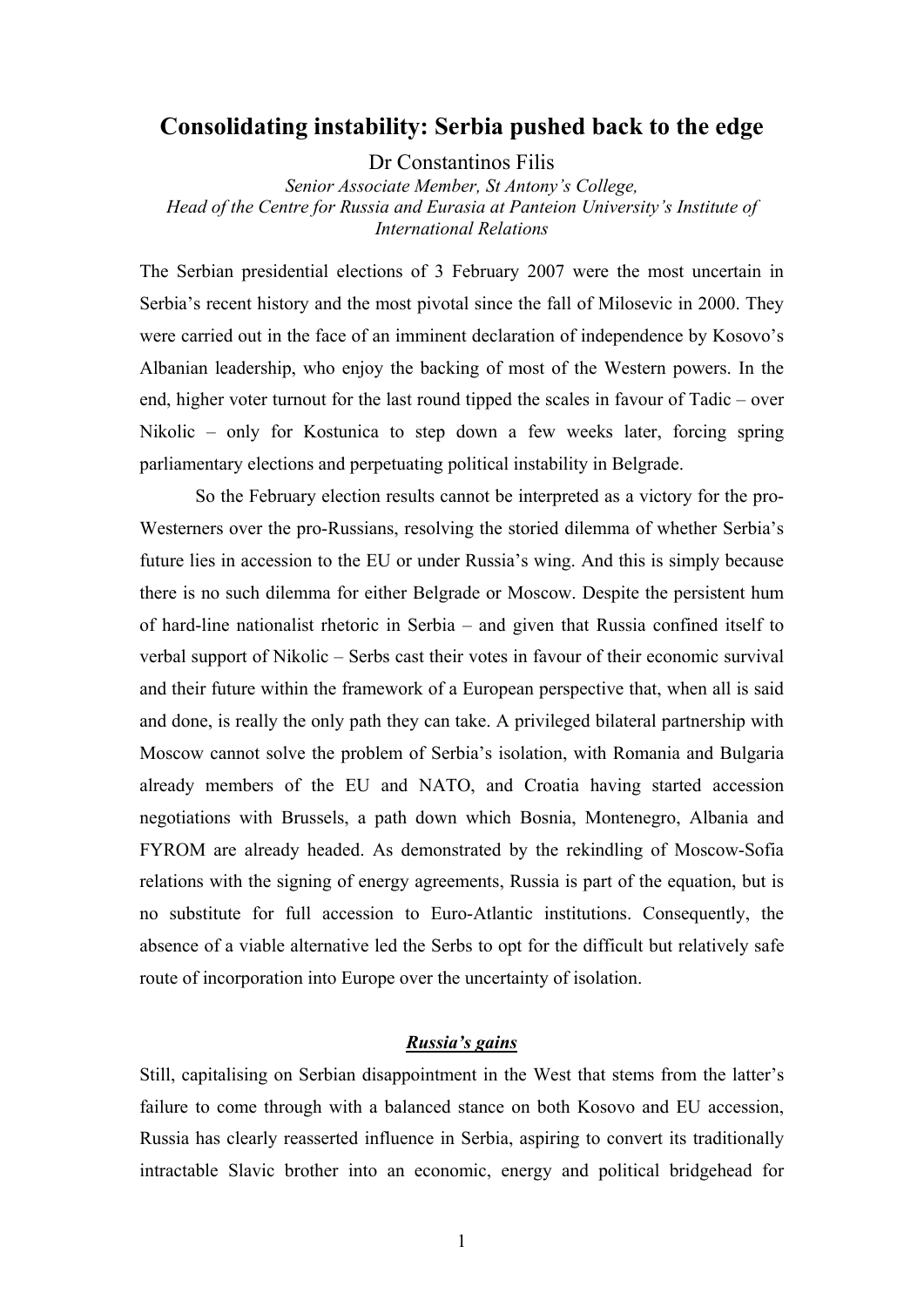# Consolidating instability: Serbia pushed back to the edge

Dr Constantinos Filis

*Senior Associate Member, St Antony's College,*
*Head of the Centre for Russia and Eurasia at Panteion University's Institute of International Relations*

The Serbian presidential elections of 3 February 2007 were the most uncertain in Serbia's recent history and the most pivotal since the fall of Milosevic in 2000. They were carried out in the face of an imminent declaration of independence by Kosovo's Albanian leadership, who enjoy the backing of most of the Western powers. In the end, higher voter turnout for the last round tipped the scales in favour of Tadic – over Nikolic – only for Kostunica to step down a few weeks later, forcing spring parliamentary elections and perpetuating political instability in Belgrade.

So the February election results cannot be interpreted as a victory for the pro-Westerners over the pro-Russians, resolving the storied dilemma of whether Serbia's future lies in accession to the EU or under Russia's wing. And this is simply because there is no such dilemma for either Belgrade or Moscow. Despite the persistent hum of hard-line nationalist rhetoric in Serbia – and given that Russia confined itself to verbal support of Nikolic – Serbs cast their votes in favour of their economic survival and their future within the framework of a European perspective that, when all is said and done, is really the only path they can take. A privileged bilateral partnership with Moscow cannot solve the problem of Serbia's isolation, with Romania and Bulgaria already members of the EU and NATO, and Croatia having started accession negotiations with Brussels, a path down which Bosnia, Montenegro, Albania and FYROM are already headed. As demonstrated by the rekindling of Moscow-Sofia relations with the signing of energy agreements, Russia is part of the equation, but is no substitute for full accession to Euro-Atlantic institutions. Consequently, the absence of a viable alternative led the Serbs to opt for the difficult but relatively safe route of incorporation into Europe over the uncertainty of isolation.

## ***Russia's gains***

Still, capitalising on Serbian disappointment in the West that stems from the latter's failure to come through with a balanced stance on both Kosovo and EU accession, Russia has clearly reasserted influence in Serbia, aspiring to convert its traditionally intractable Slavic brother into an economic, energy and political bridgehead for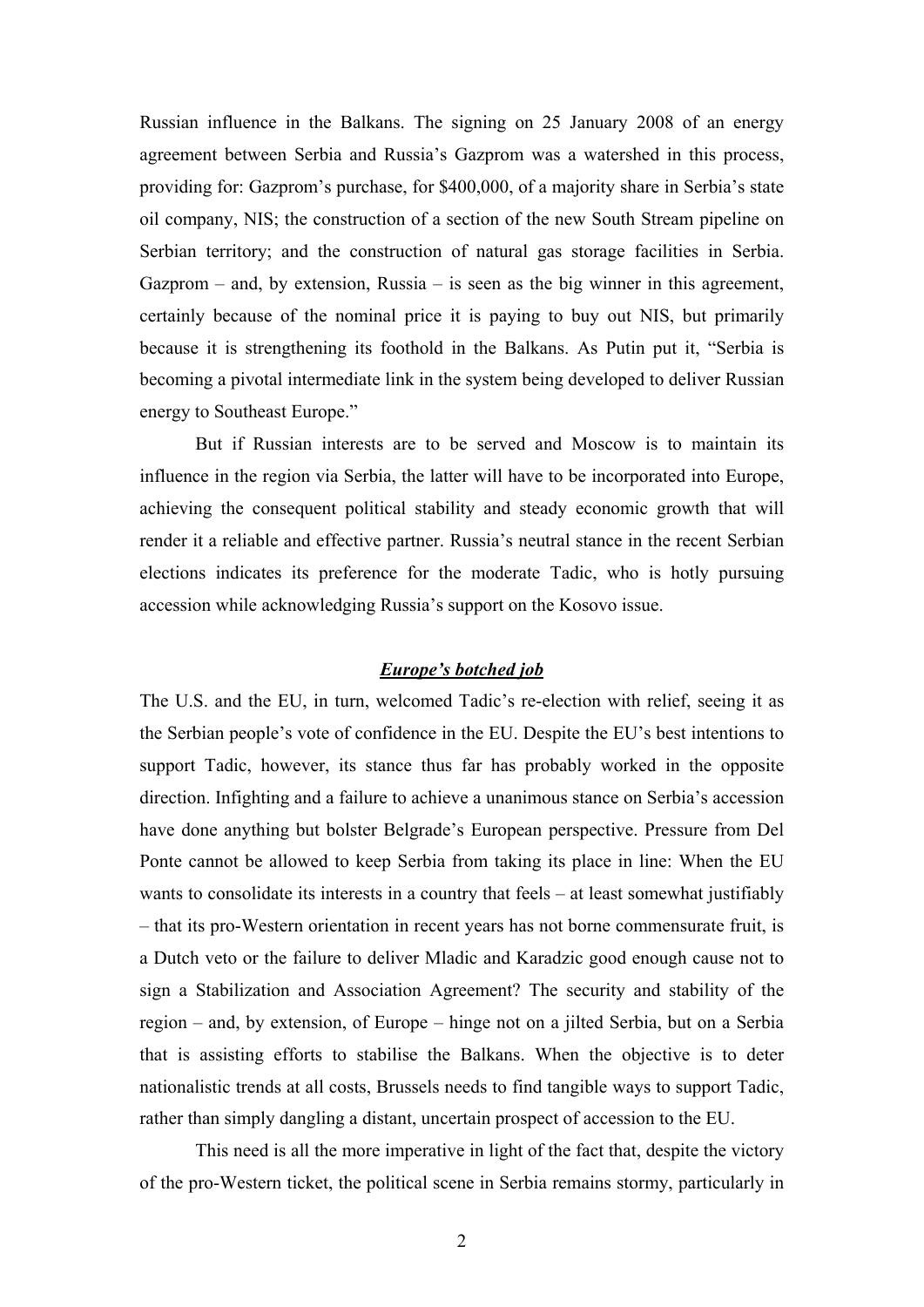Russian influence in the Balkans. The signing on 25 January 2008 of an energy agreement between Serbia and Russia's Gazprom was a watershed in this process, providing for: Gazprom's purchase, for $400,000, of a majority share in Serbia's state oil company, NIS; the construction of a section of the new South Stream pipeline on Serbian territory; and the construction of natural gas storage facilities in Serbia. Gazprom – and, by extension, Russia – is seen as the big winner in this agreement, certainly because of the nominal price it is paying to buy out NIS, but primarily because it is strengthening its foothold in the Balkans. As Putin put it, "Serbia is becoming a pivotal intermediate link in the system being developed to deliver Russian energy to Southeast Europe."

But if Russian interests are to be served and Moscow is to maintain its influence in the region via Serbia, the latter will have to be incorporated into Europe, achieving the consequent political stability and steady economic growth that will render it a reliable and effective partner. Russia's neutral stance in the recent Serbian elections indicates its preference for the moderate Tadic, who is hotly pursuing accession while acknowledging Russia's support on the Kosovo issue.

## ***Europe's botched job***

The U.S. and the EU, in turn, welcomed Tadic's re-election with relief, seeing it as the Serbian people's vote of confidence in the EU. Despite the EU's best intentions to support Tadic, however, its stance thus far has probably worked in the opposite direction. Infighting and a failure to achieve a unanimous stance on Serbia's accession have done anything but bolster Belgrade's European perspective. Pressure from Del Ponte cannot be allowed to keep Serbia from taking its place in line: When the EU wants to consolidate its interests in a country that feels – at least somewhat justifiably – that its pro-Western orientation in recent years has not borne commensurate fruit, is a Dutch veto or the failure to deliver Mladic and Karadzic good enough cause not to sign a Stabilization and Association Agreement? The security and stability of the region – and, by extension, of Europe – hinge not on a jilted Serbia, but on a Serbia that is assisting efforts to stabilise the Balkans. When the objective is to deter nationalistic trends at all costs, Brussels needs to find tangible ways to support Tadic, rather than simply dangling a distant, uncertain prospect of accession to the EU.

This need is all the more imperative in light of the fact that, despite the victory of the pro-Western ticket, the political scene in Serbia remains stormy, particularly in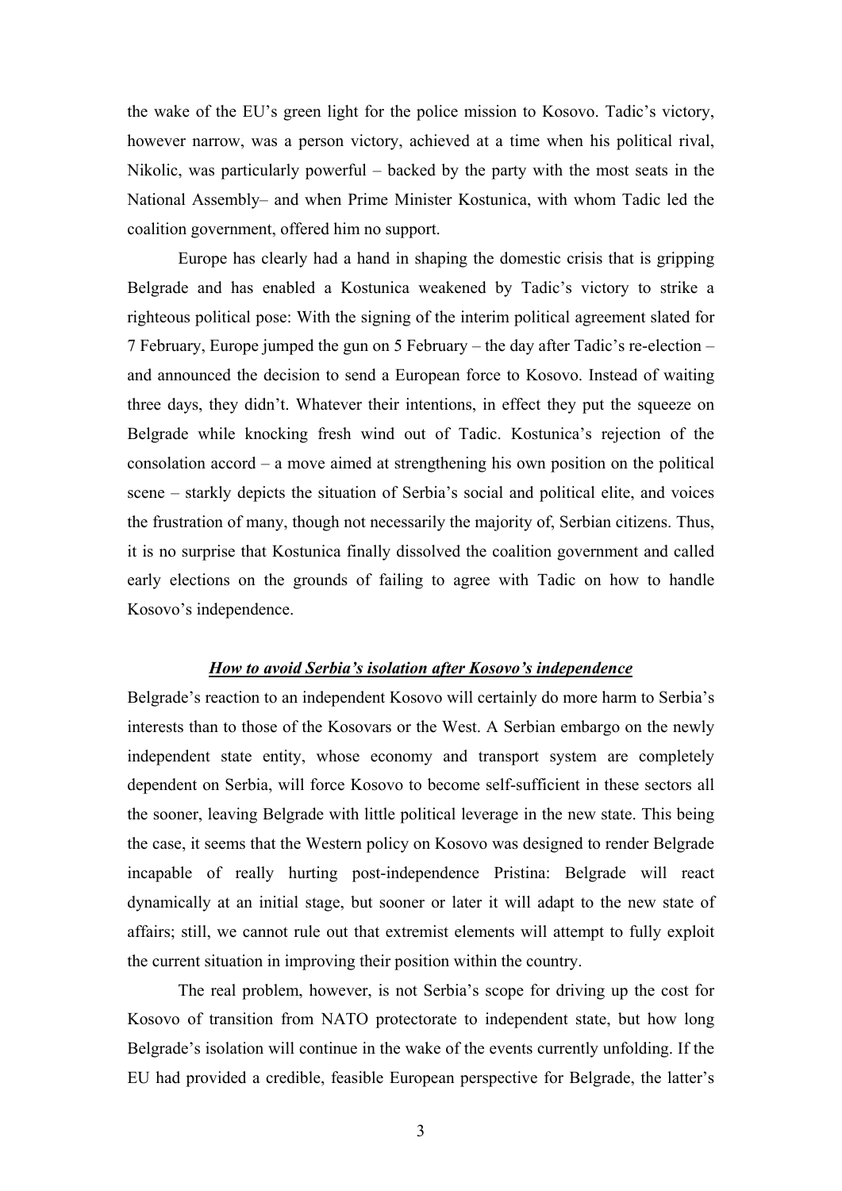the wake of the EU's green light for the police mission to Kosovo. Tadic's victory, however narrow, was a person victory, achieved at a time when his political rival, Nikolic, was particularly powerful – backed by the party with the most seats in the National Assembly– and when Prime Minister Kostunica, with whom Tadic led the coalition government, offered him no support.

Europe has clearly had a hand in shaping the domestic crisis that is gripping Belgrade and has enabled a Kostunica weakened by Tadic's victory to strike a righteous political pose: With the signing of the interim political agreement slated for 7 February, Europe jumped the gun on 5 February – the day after Tadic's re-election – and announced the decision to send a European force to Kosovo. Instead of waiting three days, they didn't. Whatever their intentions, in effect they put the squeeze on Belgrade while knocking fresh wind out of Tadic. Kostunica's rejection of the consolation accord – a move aimed at strengthening his own position on the political scene – starkly depicts the situation of Serbia's social and political elite, and voices the frustration of many, though not necessarily the majority of, Serbian citizens. Thus, it is no surprise that Kostunica finally dissolved the coalition government and called early elections on the grounds of failing to agree with Tadic on how to handle Kosovo's independence.

### ***How to avoid Serbia's isolation after Kosovo's independence***

Belgrade's reaction to an independent Kosovo will certainly do more harm to Serbia's interests than to those of the Kosovars or the West. A Serbian embargo on the newly independent state entity, whose economy and transport system are completely dependent on Serbia, will force Kosovo to become self-sufficient in these sectors all the sooner, leaving Belgrade with little political leverage in the new state. This being the case, it seems that the Western policy on Kosovo was designed to render Belgrade incapable of really hurting post-independence Pristina: Belgrade will react dynamically at an initial stage, but sooner or later it will adapt to the new state of affairs; still, we cannot rule out that extremist elements will attempt to fully exploit the current situation in improving their position within the country.

The real problem, however, is not Serbia's scope for driving up the cost for Kosovo of transition from NATO protectorate to independent state, but how long Belgrade's isolation will continue in the wake of the events currently unfolding. If the EU had provided a credible, feasible European perspective for Belgrade, the latter's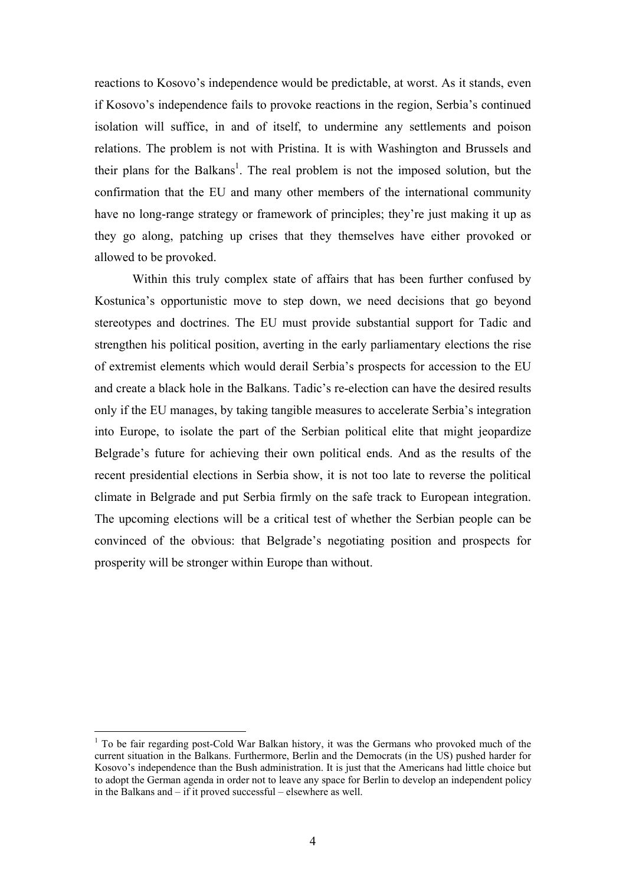reactions to Kosovo's independence would be predictable, at worst. As it stands, even if Kosovo's independence fails to provoke reactions in the region, Serbia's continued isolation will suffice, in and of itself, to undermine any settlements and poison relations. The problem is not with Pristina. It is with Washington and Brussels and their plans for the Balkans[1]. The real problem is not the imposed solution, but the confirmation that the EU and many other members of the international community have no long-range strategy or framework of principles; they're just making it up as they go along, patching up crises that they themselves have either provoked or allowed to be provoked.

Within this truly complex state of affairs that has been further confused by Kostunica's opportunistic move to step down, we need decisions that go beyond stereotypes and doctrines. The EU must provide substantial support for Tadic and strengthen his political position, averting in the early parliamentary elections the rise of extremist elements which would derail Serbia's prospects for accession to the EU and create a black hole in the Balkans. Tadic's re-election can have the desired results only if the EU manages, by taking tangible measures to accelerate Serbia's integration into Europe, to isolate the part of the Serbian political elite that might jeopardize Belgrade's future for achieving their own political ends. And as the results of the recent presidential elections in Serbia show, it is not too late to reverse the political climate in Belgrade and put Serbia firmly on the safe track to European integration. The upcoming elections will be a critical test of whether the Serbian people can be convinced of the obvious: that Belgrade's negotiating position and prospects for prosperity will be stronger within Europe than without.

---

[1] To be fair regarding post-Cold War Balkan history, it was the Germans who provoked much of the current situation in the Balkans. Furthermore, Berlin and the Democrats (in the US) pushed harder for Kosovo's independence than the Bush administration. It is just that the Americans had little choice but to adopt the German agenda in order not to leave any space for Berlin to develop an independent policy in the Balkans and – if it proved successful – elsewhere as well.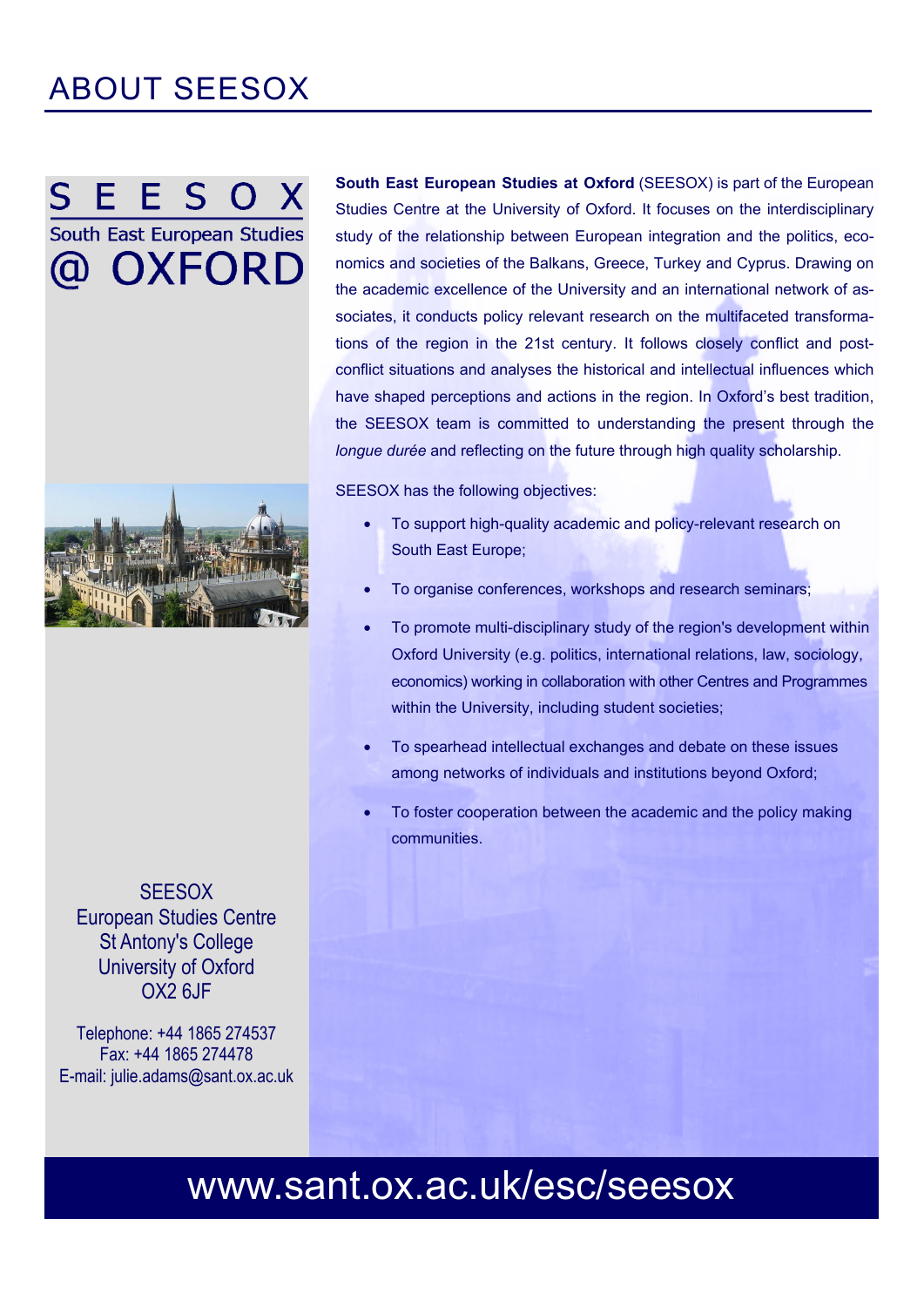# ABOUT SEESOX

S E E S O X
South East European Studies
@ OXFORD

**South East European Studies at Oxford** (SEESOX) is part of the European Studies Centre at the University of Oxford. It focuses on the interdisciplinary study of the relationship between European integration and the politics, economics and societies of the Balkans, Greece, Turkey and Cyprus. Drawing on the academic excellence of the University and an international network of associates, it conducts policy relevant research on the multifaceted transformations of the region in the 21st century. It follows closely conflict and post-conflict situations and analyses the historical and intellectual influences which have shaped perceptions and actions in the region. In Oxford's best tradition, the SEESOX team is committed to understanding the present through the *longue durée* and reflecting on the future through high quality scholarship.

SEESOX has the following objectives:

- To support high-quality academic and policy-relevant research on South East Europe;
- To organise conferences, workshops and research seminars;
- To promote multi-disciplinary study of the region's development within Oxford University (e.g. politics, international relations, law, sociology, economics) working in collaboration with other Centres and Programmes within the University, including student societies;
- To spearhead intellectual exchanges and debate on these issues among networks of individuals and institutions beyond Oxford;
- To foster cooperation between the academic and the policy making communities.

SEESOX
European Studies Centre
St Antony's College
University of Oxford
OX2 6JF

Telephone: +44 1865 274537
Fax: +44 1865 274478
E-mail: julie.adams@sant.ox.ac.uk

www.sant.ox.ac.uk/esc/seesox